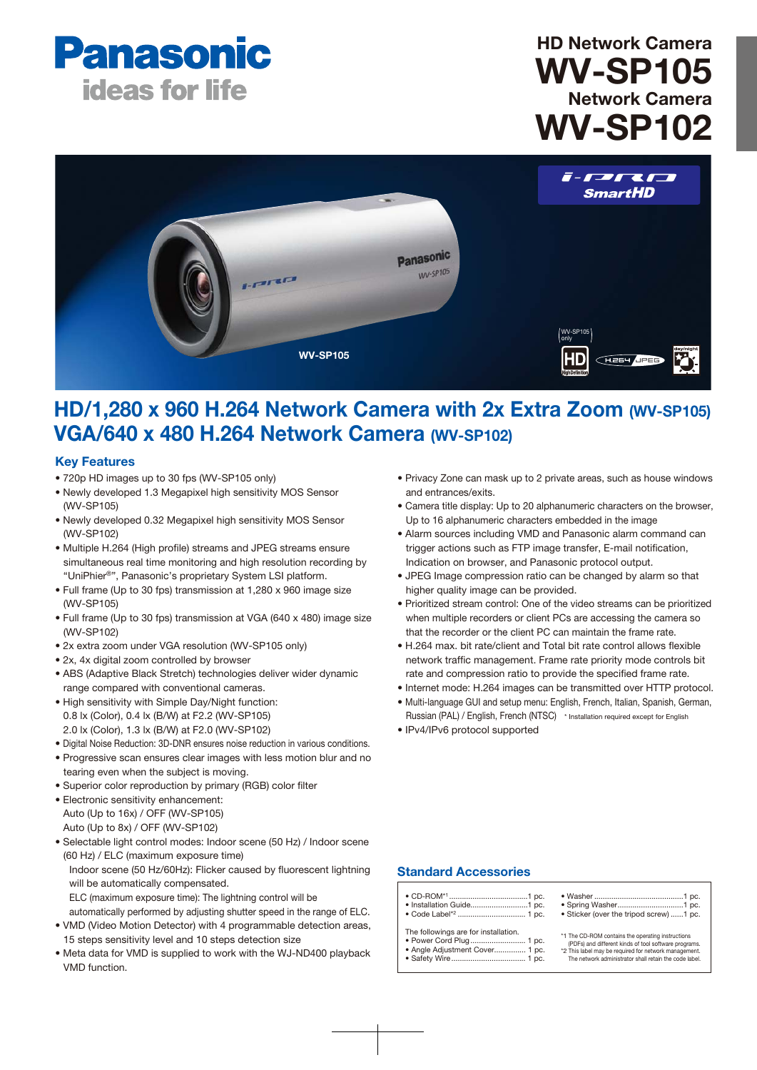# Panasonic
ideas for life

## HD Network Camera WV-SP105
## Network Camera WV-SP102

WV-SP105

# HD/1,280 x 960 H.264 Network Camera with 2x Extra Zoom (WV-SP105)
# VGA/640 x 480 H.264 Network Camera (WV-SP102)

## Key Features

- 720p HD images up to 30 fps (WV-SP105 only)
- Newly developed 1.3 Megapixel high sensitivity MOS Sensor (WV-SP105)
- Newly developed 0.32 Megapixel high sensitivity MOS Sensor (WV-SP102)
- Multiple H.264 (High profile) streams and JPEG streams ensure simultaneous real time monitoring and high resolution recording by "UniPhier®", Panasonic's proprietary System LSI platform.
- Full frame (Up to 30 fps) transmission at 1,280 x 960 image size (WV-SP105)
- Full frame (Up to 30 fps) transmission at VGA (640 x 480) image size (WV-SP102)
- 2x extra zoom under VGA resolution (WV-SP105 only)
- 2x, 4x digital zoom controlled by browser
- ABS (Adaptive Black Stretch) technologies deliver wider dynamic range compared with conventional cameras.
- High sensitivity with Simple Day/Night function:
  0.8 lx (Color), 0.4 lx (B/W) at F2.2 (WV-SP105)
  2.0 lx (Color), 1.3 lx (B/W) at F2.0 (WV-SP102)
- Digital Noise Reduction: 3D-DNR ensures noise reduction in various conditions.
- Progressive scan ensures clear images with less motion blur and no tearing even when the subject is moving.
- Superior color reproduction by primary (RGB) color filter
- Electronic sensitivity enhancement:
  Auto (Up to 16x) / OFF (WV-SP105)
  Auto (Up to 8x) / OFF (WV-SP102)
- Selectable light control modes: Indoor scene (50 Hz) / Indoor scene (60 Hz) / ELC (maximum exposure time)
  Indoor scene (50 Hz/60Hz): Flicker caused by fluorescent lightning will be automatically compensated.
  ELC (maximum exposure time): The lightning control will be automatically performed by adjusting shutter speed in the range of ELC.
- VMD (Video Motion Detector) with 4 programmable detection areas, 15 steps sensitivity level and 10 steps detection size
- Meta data for VMD is supplied to work with the WJ-ND400 playback VMD function.
- Privacy Zone can mask up to 2 private areas, such as house windows and entrances/exits.
- Camera title display: Up to 20 alphanumeric characters on the browser, Up to 16 alphanumeric characters embedded in the image
- Alarm sources including VMD and Panasonic alarm command can trigger actions such as FTP image transfer, E-mail notification, Indication on browser, and Panasonic protocol output.
- JPEG Image compression ratio can be changed by alarm so that higher quality image can be provided.
- Prioritized stream control: One of the video streams can be prioritized when multiple recorders or client PCs are accessing the camera so that the recorder or the client PC can maintain the frame rate.
- H.264 max. bit rate/client and Total bit rate control allows flexible network traffic management. Frame rate priority mode controls bit rate and compression ratio to provide the specified frame rate.
- Internet mode: H.264 images can be transmitted over HTTP protocol.
- Multi-language GUI and setup menu: English, French, Italian, Spanish, German, Russian (PAL) / English, French (NTSC) * Installation required except for English
- IPv4/IPv6 protocol supported

## Standard Accessories

- CD-ROM*1 .......... 1 pc.
- Installation Guide .......... 1 pc.
- Code Label*2 .......... 1 pc.
- Washer .......... 1 pc.
- Spring Washer .......... 1 pc.
- Sticker (over the tripod screw) .......... 1 pc.

The followings are for installation.

- Power Cord Plug .......... 1 pc.
- Angle Adjustment Cover .......... 1 pc.
- Safety Wire .......... 1 pc.

*1 The CD-ROM contains the operating instructions (PDFs) and different kinds of tool software programs.
*2 This label may be required for network management. The network administrator shall retain the code label.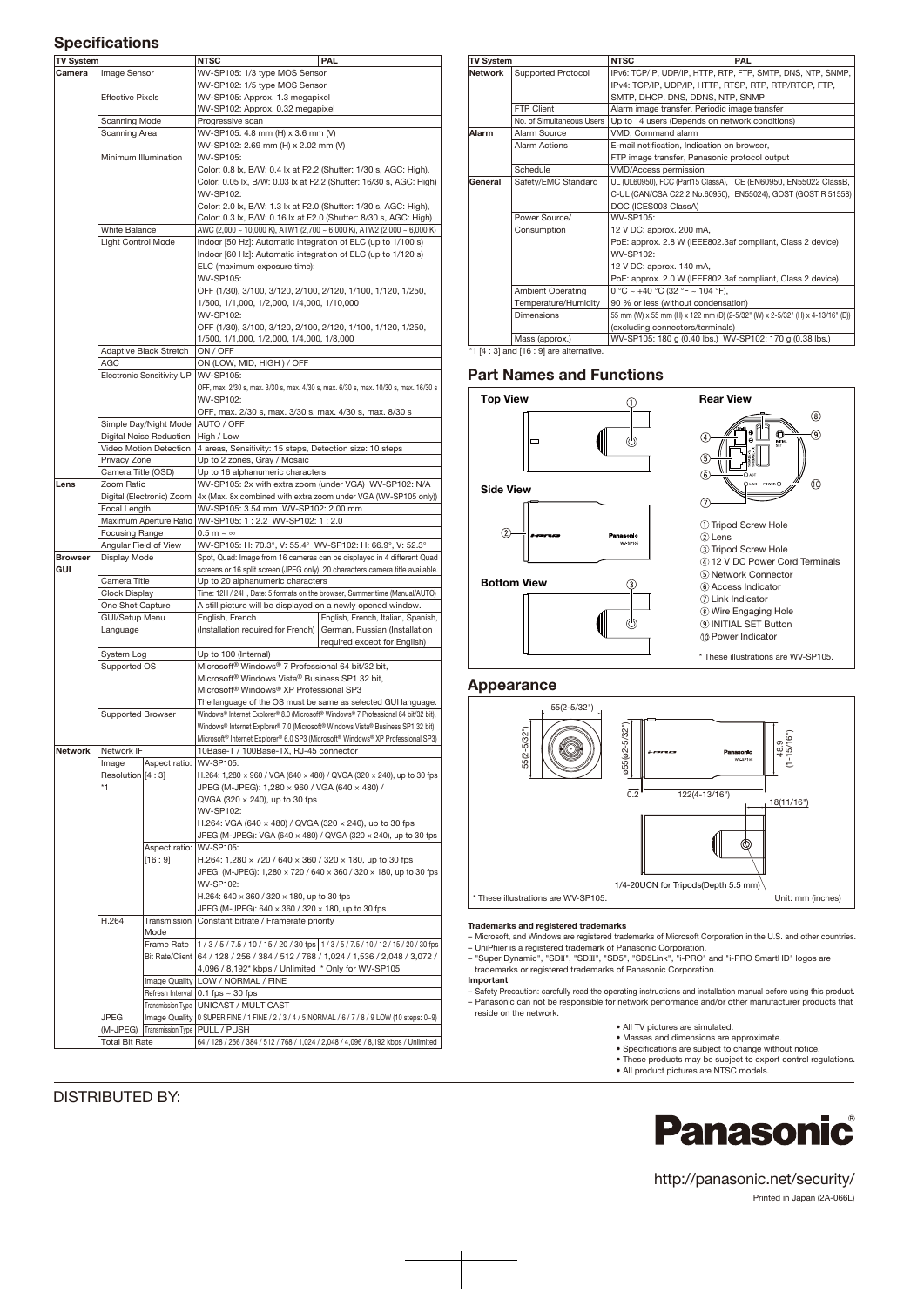## Specifications

| TV System | | | NTSC | PAL |
|---|---|---|---|---|
| Camera | Image Sensor | | WV-SP105: 1/3 type MOS Sensor<br>WV-SP102: 1/5 type MOS Sensor | |
| | Effective Pixels | | WV-SP105: Approx. 1.3 megapixel<br>WV-SP102: Approx. 0.32 megapixel | |
| | Scanning Mode | | Progressive scan | |
| | Scanning Area | | WV-SP105: 4.8 mm (H) x 3.6 mm (V)<br>WV-SP102: 2.69 mm (H) x 2.02 mm (V) | |
| | Minimum Illumination | | WV-SP105:<br>Color: 0.8 lx, B/W: 0.4 lx at F2.2 (Shutter: 1/30 s, AGC: High),<br>Color: 0.05 lx, B/W: 0.03 lx at F2.2 (Shutter: 16/30 s, AGC: High)<br>WV-SP102:<br>Color: 2.0 lx, B/W: 1.3 lx at F2.0 (Shutter: 1/30 s, AGC: High),<br>Color: 0.3 lx, B/W: 0.16 lx at F2.0 (Shutter: 8/30 s, AGC: High) | |
| | White Balance | | AWC (2,000 – 10,000 K), ATW1 (2,700 – 6,000 K), ATW2 (2,000 – 6,000 K) | |
| | Light Control Mode | | Indoor [50 Hz]: Automatic integration of ELC (up to 1/100 s)<br>Indoor [60 Hz]: Automatic integration of ELC (up to 1/120 s)<br>ELC (maximum exposure time):<br>WV-SP105:<br>OFF (1/30), 3/100, 3/120, 2/100, 2/120, 1/100, 1/120, 1/250, 1/500, 1/1,000, 1/2,000, 1/4,000, 1/10,000<br>WV-SP102:<br>OFF (1/30), 3/100, 3/120, 2/100, 2/120, 1/100, 1/120, 1/250, 1/500, 1/1,000, 1/2,000, 1/4,000, 1/8,000 | |
| | Adaptive Black Stretch | | ON / OFF | |
| | AGC | | ON (LOW, MID, HIGH ) / OFF | |
| | Electronic Sensitivity UP | | WV-SP105:<br>OFF, max. 2/30 s, max. 3/30 s, max. 4/30 s, max. 6/30 s, max. 10/30 s, max. 16/30 s<br>WV-SP102:<br>OFF, max. 2/30 s, max. 3/30 s, max. 4/30 s, max. 8/30 s | |
| | Simple Day/Night Mode | | AUTO / OFF | |
| | Digital Noise Reduction | | High / Low | |
| | Video Motion Detection | | 4 areas, Sensitivity: 15 steps, Detection size: 10 steps | |
| | Privacy Zone | | Up to 2 zones, Gray / Mosaic | |
| | Camera Title (OSD) | | Up to 16 alphanumeric characters | |
| Lens | Zoom Ratio | | WV-SP105: 2x with extra zoom (under VGA) WV-SP102: N/A | |
| | Digital (Electronic) Zoom | | 4x (Max. 8x combined with extra zoom under VGA (WV-SP105 only)) | |
| | Focal Length | | WV-SP105: 3.54 mm WV-SP102: 2.00 mm | |
| | Maximum Aperture Ratio | | WV-SP105: 1 : 2.2 WV-SP102: 1 : 2.0 | |
| | Focusing Range | | 0.5 m – ∞ | |
| | Angular Field of View | | WV-SP105: H: 70.3°, V: 55.4° WV-SP102: H: 66.9°, V: 52.3° | |
| Browser GUI | Display Mode | | Spot, Quad: Image from 16 cameras can be displayed in 4 different Quad screens or 16 split screen (JPEG only). 20 characters camera title available. | |
| | Camera Title | | Up to 20 alphanumeric characters | |
| | Clock Display | | Time: 12H / 24H, Date: 5 formats on the browser, Summer time (Manual/AUTO) | |
| | One Shot Capture | | A still picture will be displayed on a newly opened window. | |
| | GUI/Setup Menu Language | | English, French (Installation required for French) | English, French, Italian, Spanish, German, Russian (Installation required except for English) |
| | System Log | | Up to 100 (Internal) | |
| | Supported OS | | Microsoft® Windows® 7 Professional 64 bit/32 bit,<br>Microsoft® Windows Vista® Business SP1 32 bit,<br>Microsoft® Windows® XP Professional SP3<br>The language of the OS must be same as selected GUI language. | |
| | Supported Browser | | Windows® Internet Explorer® 8.0 (Microsoft® Windows® 7 Professional 64 bit/32 bit),<br>Windows® Internet Explorer® 7.0 (Microsoft® Windows Vista® Business SP1 32 bit),<br>Microsoft® Internet Explorer® 6.0 SP3 (Microsoft® Windows® XP Professional SP3) | |
| Network | Network IF | | 10Base-T / 100Base-TX, RJ-45 connector | |
| | Image Resolution *1 | Aspect ratio: [4 : 3] | WV-SP105:<br>H.264: 1,280 × 960 / VGA (640 × 480) / QVGA (320 × 240), up to 30 fps<br>JPEG (M-JPEG): 1,280 × 960 / VGA (640 × 480) / QVGA (320 × 240), up to 30 fps<br>WV-SP102:<br>H.264: VGA (640 × 480) / QVGA (320 × 240), up to 30 fps<br>JPEG (M-JPEG): VGA (640 × 480) / QVGA (320 × 240), up to 30 fps | |
| | | Aspect ratio: [16 : 9] | WV-SP105:<br>H.264: 1,280 × 720 / 640 × 360 / 320 × 180, up to 30 fps<br>JPEG (M-JPEG): 1,280 × 720 / 640 × 360 / 320 × 180, up to 30 fps<br>WV-SP102:<br>H.264: 640 × 360 / 320 × 180, up to 30 fps<br>JPEG (M-JPEG): 640 × 360 / 320 × 180, up to 30 fps | |
| | H.264 | Transmission Mode | Constant bitrate / Framerate priority | |
| | | Frame Rate | 1 / 3 / 5 / 7.5 / 10 / 15 / 20 / 30 fps | 1 / 3 / 5 / 7.5 / 10 / 12 / 15 / 20 / 30 fps |
| | | Bit Rate/Client | 64 / 128 / 256 / 384 / 512 / 768 / 1,024 / 1,536 / 2,048 / 3,072 / 4,096 / 8,192* kbps / Unlimited * Only for WV-SP105 | |
| | | Image Quality | LOW / NORMAL / FINE | |
| | | Refresh Interval | 0.1 fps – 30 fps | |
| | | Transmission Type | UNICAST / MULTICAST | |
| | JPEG (M-JPEG) | Image Quality | 0 SUPER FINE / 1 FINE / 2 / 3 / 4 / 5 NORMAL / 6 / 7 / 8 / 9 LOW (10 steps: 0–9) | |
| | | Transmission Type | PULL / PUSH | |
| | Total Bit Rate | | 64 / 128 / 256 / 384 / 512 / 768 / 1,024 / 2,048 / 4,096 / 8,192 kbps / Unlimited | |

| TV System | | NTSC | PAL |
|---|---|---|---|
| Network | Supported Protocol | IPv6: TCP/IP, UDP/IP, HTTP, RTP, FTP, SMTP, DNS, NTP, SNMP,<br>IPv4: TCP/IP, UDP/IP, HTTP, RTSP, RTP, RTP/RTCP, FTP, SMTP, DHCP, DNS, DDNS, NTP, SNMP | |
| | FTP Client | Alarm image transfer, Periodic image transfer | |
| | No. of Simultaneous Users | Up to 14 users (Depends on network conditions) | |
| Alarm | Alarm Source | VMD, Command alarm | |
| | Alarm Actions | E-mail notification, Indication on browser,<br>FTP image transfer, Panasonic protocol output | |
| | Schedule | VMD/Access permission | |
| General | Safety/EMC Standard | UL (UL60950), FCC (Part15 ClassA), C-UL (CAN/CSA C22.2 No.60950), DOC (ICES003 ClassA) | CE (EN60950, EN55022 ClassB, EN55024), GOST (GOST R 51558) |
| | Power Source/ Consumption | WV-SP105:<br>12 V DC: approx. 200 mA,<br>PoE: approx. 2.8 W (IEEE802.3af compliant, Class 2 device)<br>WV-SP102:<br>12 V DC: approx. 140 mA,<br>PoE: approx. 2.0 W (IEEE802.3af compliant, Class 2 device) | |
| | Ambient Operating Temperature/Humidity | 0 °C – +40 °C (32 °F – 104 °F),<br>90 % or less (without condensation) | |
| | Dimensions | 55 mm (W) x 55 mm (H) x 122 mm (D) (2-5/32" (W) x 2-5/32" (H) x 4-13/16" (D))<br>(excluding connectors/terminals) | |
| | Mass (approx.) | WV-SP105: 180 g (0.40 lbs.) WV-SP102: 170 g (0.38 lbs.) | |

*1 [4 : 3] and [16 : 9] are alternative.

## Part Names and Functions

Top View

Side View

Bottom View

Rear View

① Tripod Screw Hole
② Lens
③ Tripod Screw Hole
④ 12 V DC Power Cord Terminals
⑤ Network Connector
⑥ Access Indicator
⑦ Link Indicator
⑧ Wire Engaging Hole
⑨ INITIAL SET Button
⑩ Power Indicator

* These illustrations are WV-SP105.

## Appearance

55(2-5/32")
55(2-5/32")
ø55(ø2-5/32")
0.2
122(4-13/16")
48.9 (1-15/16")
18(11/16")
1/4-20UCN for Tripods(Depth 5.5 mm)

* These illustrations are WV-SP105.

Unit: mm (inches)

**Trademarks and registered trademarks**

– Microsoft, and Windows are registered trademarks of Microsoft Corporation in the U.S. and other countries.
– UniPhier is a registered trademark of Panasonic Corporation.
– "Super Dynamic", "SDII", "SDIII", "SD5", "SD5Link", "i-PRO" and "i-PRO SmartHD" logos are trademarks or registered trademarks of Panasonic Corporation.

**Important**

– Safety Precaution: carefully read the operating instructions and installation manual before using this product.
– Panasonic can not be responsible for network performance and/or other manufacturer products that reside on the network.

- All TV pictures are simulated.
- Masses and dimensions are approximate.
- Specifications are subject to change without notice.
- These products may be subject to export control regulations.
- All product pictures are NTSC models.

DISTRIBUTED BY:

Panasonic®

http://panasonic.net/security/

Printed in Japan (2A-066L)